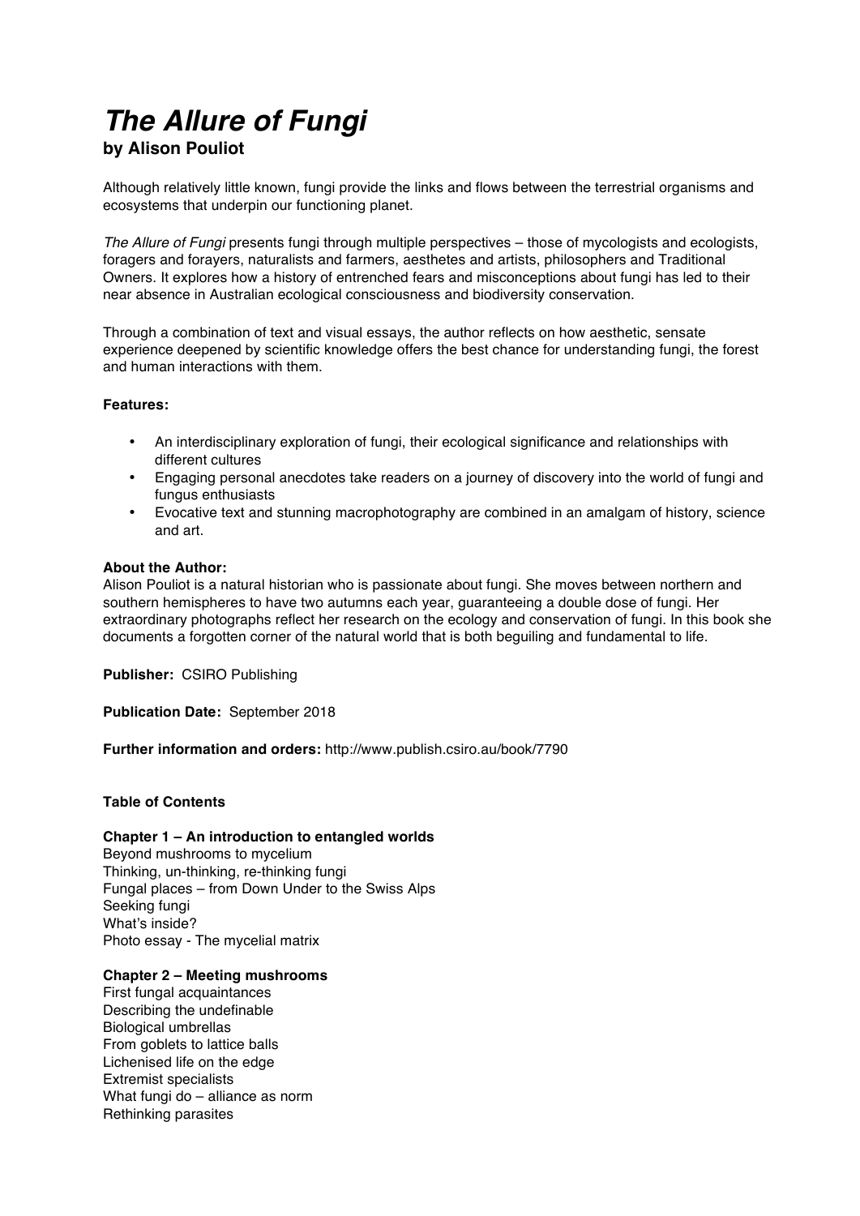# *The Allure of Fungi*

## by Alison Pouliot

Although relatively little known, fungi provide the links and flows between the terrestrial organisms and ecosystems that underpin our functioning planet.

*The Allure of Fungi* presents fungi through multiple perspectives – those of mycologists and ecologists, foragers and forayers, naturalists and farmers, aesthetes and artists, philosophers and Traditional Owners. It explores how a history of entrenched fears and misconceptions about fungi has led to their near absence in Australian ecological consciousness and biodiversity conservation.

Through a combination of text and visual essays, the author reflects on how aesthetic, sensate experience deepened by scientific knowledge offers the best chance for understanding fungi, the forest and human interactions with them.

**Features:**

- An interdisciplinary exploration of fungi, their ecological significance and relationships with different cultures
- Engaging personal anecdotes take readers on a journey of discovery into the world of fungi and fungus enthusiasts
- Evocative text and stunning macrophotography are combined in an amalgam of history, science and art.

**About the Author:**
Alison Pouliot is a natural historian who is passionate about fungi. She moves between northern and southern hemispheres to have two autumns each year, guaranteeing a double dose of fungi. Her extraordinary photographs reflect her research on the ecology and conservation of fungi. In this book she documents a forgotten corner of the natural world that is both beguiling and fundamental to life.

**Publisher:** CSIRO Publishing

**Publication Date:** September 2018

**Further information and orders:** http://www.publish.csiro.au/book/7790

**Table of Contents**

**Chapter 1 – An introduction to entangled worlds**
Beyond mushrooms to mycelium
Thinking, un-thinking, re-thinking fungi
Fungal places – from Down Under to the Swiss Alps
Seeking fungi
What's inside?
Photo essay - The mycelial matrix

**Chapter 2 – Meeting mushrooms**
First fungal acquaintances
Describing the undefinable
Biological umbrellas
From goblets to lattice balls
Lichenised life on the edge
Extremist specialists
What fungi do – alliance as norm
Rethinking parasites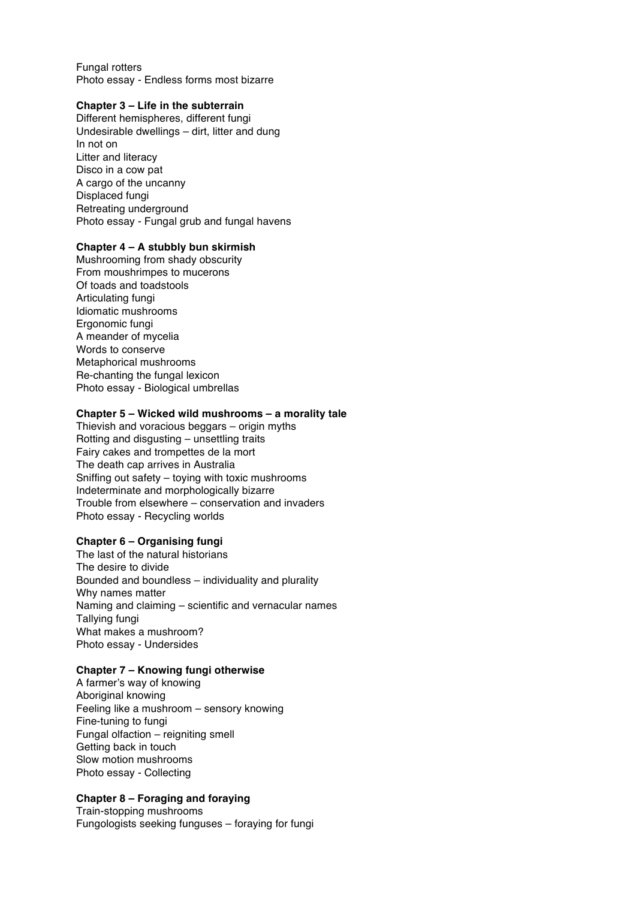Fungal rotters
Photo essay - Endless forms most bizarre

**Chapter 3 – Life in the subterrain**

Different hemispheres, different fungi
Undesirable dwellings – dirt, litter and dung
In not on
Litter and literacy
Disco in a cow pat
A cargo of the uncanny
Displaced fungi
Retreating underground
Photo essay - Fungal grub and fungal havens

**Chapter 4 – A stubbly bun skirmish**

Mushrooming from shady obscurity
From moushrimpes to mucerons
Of toads and toadstools
Articulating fungi
Idiomatic mushrooms
Ergonomic fungi
A meander of mycelia
Words to conserve
Metaphorical mushrooms
Re-chanting the fungal lexicon
Photo essay - Biological umbrellas

**Chapter 5 – Wicked wild mushrooms – a morality tale**

Thievish and voracious beggars – origin myths
Rotting and disgusting – unsettling traits
Fairy cakes and trompettes de la mort
The death cap arrives in Australia
Sniffing out safety – toying with toxic mushrooms
Indeterminate and morphologically bizarre
Trouble from elsewhere – conservation and invaders
Photo essay - Recycling worlds

**Chapter 6 – Organising fungi**

The last of the natural historians
The desire to divide
Bounded and boundless – individuality and plurality
Why names matter
Naming and claiming – scientific and vernacular names
Tallying fungi
What makes a mushroom?
Photo essay - Undersides

**Chapter 7 – Knowing fungi otherwise**

A farmer's way of knowing
Aboriginal knowing
Feeling like a mushroom – sensory knowing
Fine-tuning to fungi
Fungal olfaction – reigniting smell
Getting back in touch
Slow motion mushrooms
Photo essay - Collecting

**Chapter 8 – Foraging and foraying**

Train-stopping mushrooms
Fungologists seeking funguses – foraying for fungi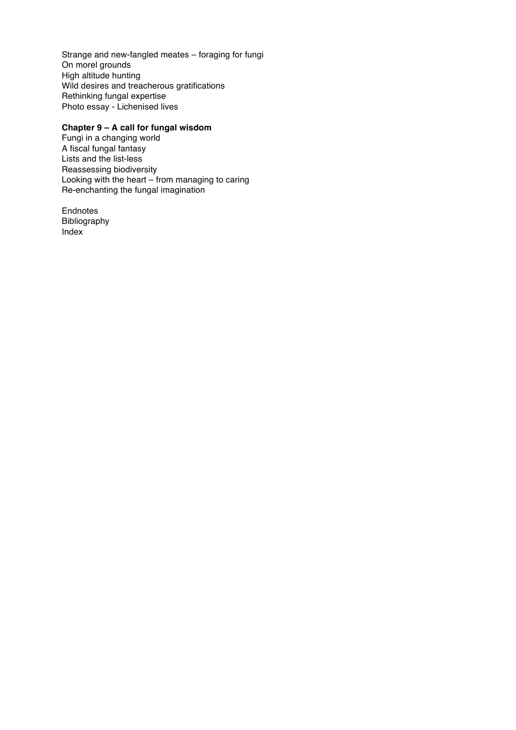Strange and new-fangled meates – foraging for fungi
On morel grounds
High altitude hunting
Wild desires and treacherous gratifications
Rethinking fungal expertise
Photo essay - Lichenised lives

**Chapter 9 – A call for fungal wisdom**

Fungi in a changing world
A fiscal fungal fantasy
Lists and the list-less
Reassessing biodiversity
Looking with the heart – from managing to caring
Re-enchanting the fungal imagination

Endnotes
Bibliography
Index